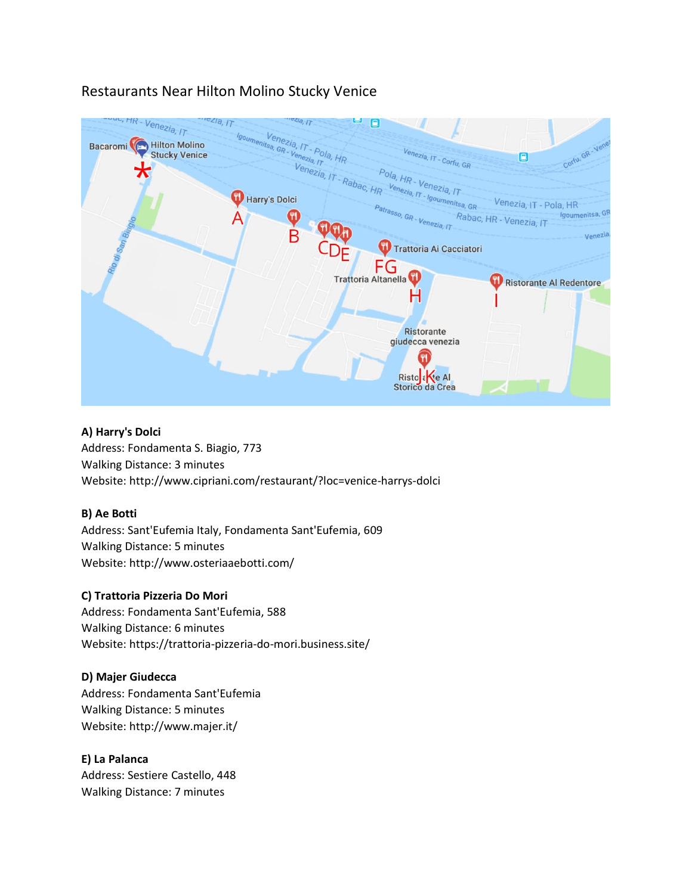# Restaurants Near Hilton Molino Stucky Venice

**A) Harry's Dolci**
Address: Fondamenta S. Biagio, 773
Walking Distance: 3 minutes
Website: http://www.cipriani.com/restaurant/?loc=venice-harrys-dolci

**B) Ae Botti**
Address: Sant'Eufemia Italy, Fondamenta Sant'Eufemia, 609
Walking Distance: 5 minutes
Website: http://www.osteriaaebotti.com/

**C) Trattoria Pizzeria Do Mori**
Address: Fondamenta Sant'Eufemia, 588
Walking Distance: 6 minutes
Website: https://trattoria-pizzeria-do-mori.business.site/

**D) Majer Giudecca**
Address: Fondamenta Sant'Eufemia
Walking Distance: 5 minutes
Website: http://www.majer.it/

**E) La Palanca**
Address: Sestiere Castello, 448
Walking Distance: 7 minutes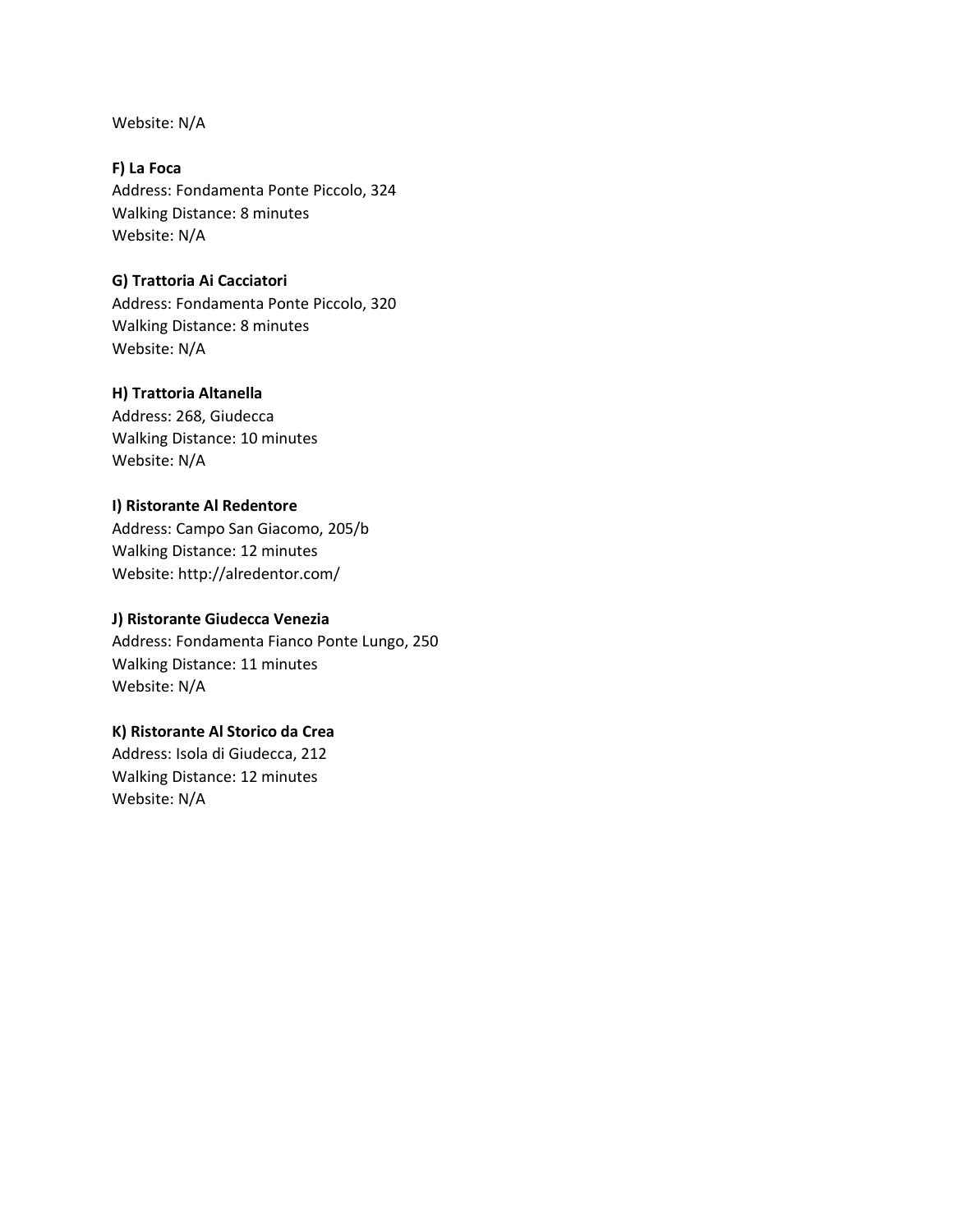Website: N/A

**F) La Foca**
Address: Fondamenta Ponte Piccolo, 324
Walking Distance: 8 minutes
Website: N/A

**G) Trattoria Ai Cacciatori**
Address: Fondamenta Ponte Piccolo, 320
Walking Distance: 8 minutes
Website: N/A

**H) Trattoria Altanella**
Address: 268, Giudecca
Walking Distance: 10 minutes
Website: N/A

**I) Ristorante Al Redentore**
Address: Campo San Giacomo, 205/b
Walking Distance: 12 minutes
Website: http://alredentor.com/

**J) Ristorante Giudecca Venezia**
Address: Fondamenta Fianco Ponte Lungo, 250
Walking Distance: 11 minutes
Website: N/A

**K) Ristorante Al Storico da Crea**
Address: Isola di Giudecca, 212
Walking Distance: 12 minutes
Website: N/A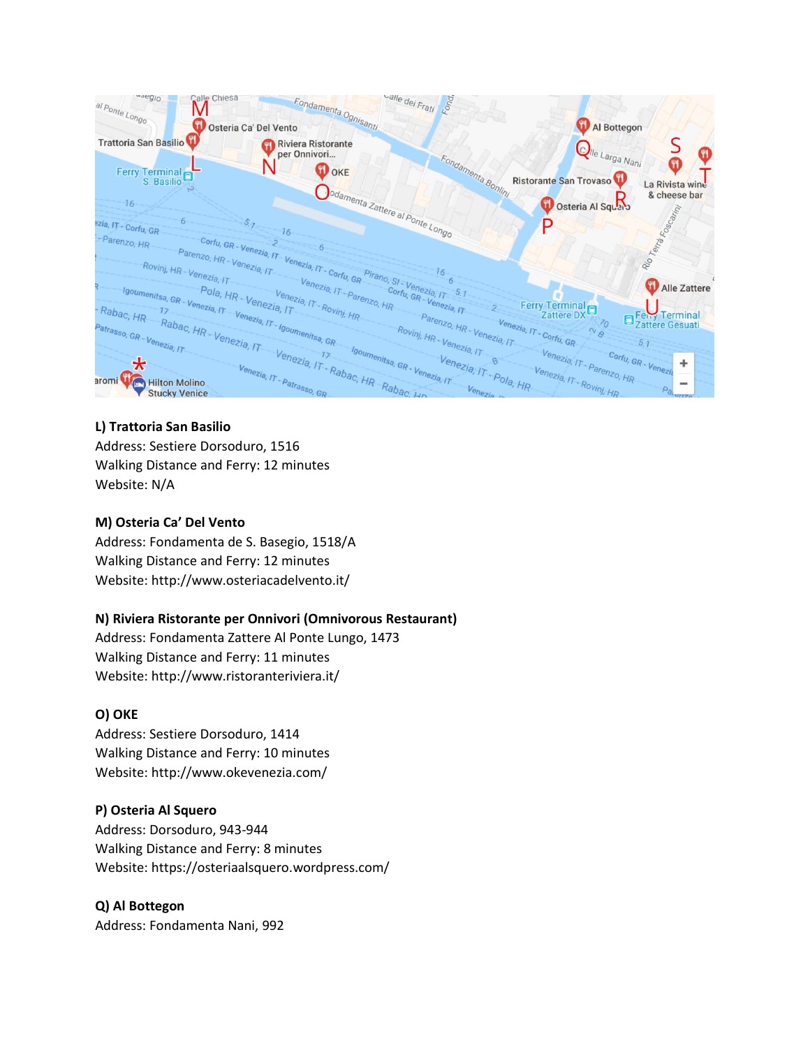**L) Trattoria San Basilio**
Address: Sestiere Dorsoduro, 1516
Walking Distance and Ferry: 12 minutes
Website: N/A

**M) Osteria Ca' Del Vento**
Address: Fondamenta de S. Basegio, 1518/A
Walking Distance and Ferry: 12 minutes
Website: http://www.osteriacadelvento.it/

**N) Riviera Ristorante per Onnivori (Omnivorous Restaurant)**
Address: Fondamenta Zattere Al Ponte Lungo, 1473
Walking Distance and Ferry: 11 minutes
Website: http://www.ristoranteriviera.it/

**O) OKE**
Address: Sestiere Dorsoduro, 1414
Walking Distance and Ferry: 10 minutes
Website: http://www.okevenezia.com/

**P) Osteria Al Squero**
Address: Dorsoduro, 943-944
Walking Distance and Ferry: 8 minutes
Website: https://osteriaalsquero.wordpress.com/

**Q) Al Bottegon**
Address: Fondamenta Nani, 992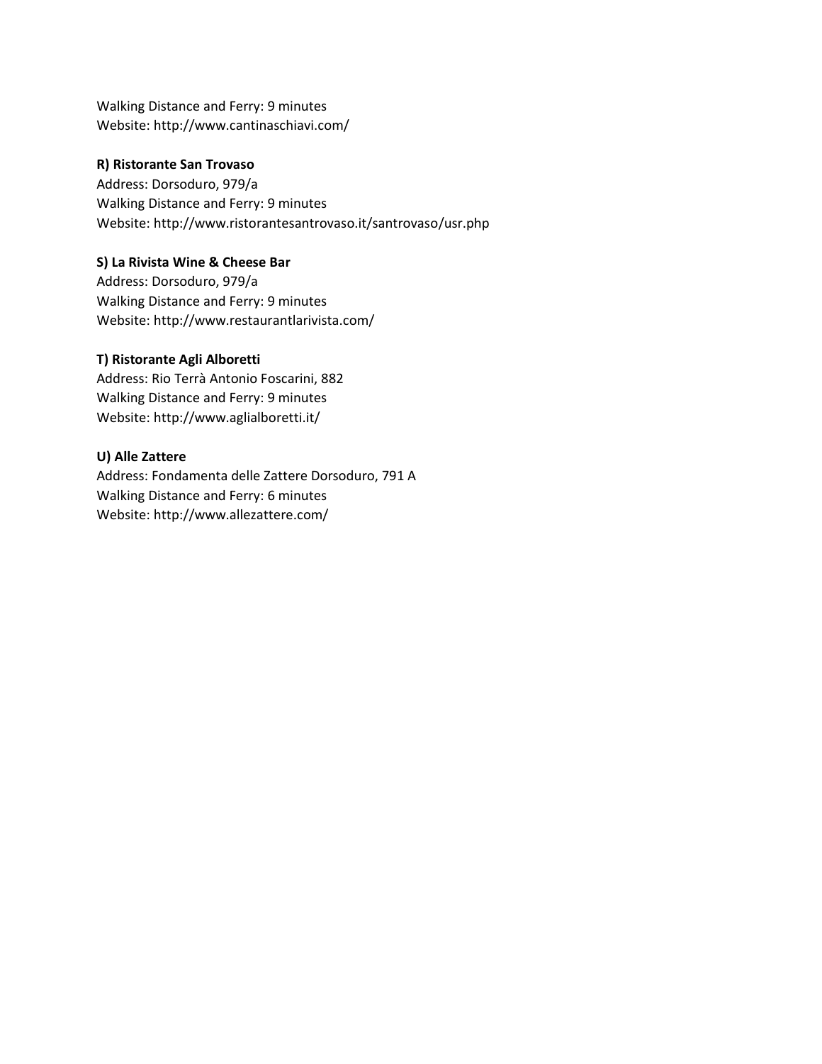Walking Distance and Ferry: 9 minutes
Website: http://www.cantinaschiavi.com/

**R) Ristorante San Trovaso**
Address: Dorsoduro, 979/a
Walking Distance and Ferry: 9 minutes
Website: http://www.ristorantesantrovaso.it/santrovaso/usr.php

**S) La Rivista Wine & Cheese Bar**
Address: Dorsoduro, 979/a
Walking Distance and Ferry: 9 minutes
Website: http://www.restaurantlarivista.com/

**T) Ristorante Agli Alboretti**
Address: Rio Terrà Antonio Foscarini, 882
Walking Distance and Ferry: 9 minutes
Website: http://www.aglialboretti.it/

**U) Alle Zattere**
Address: Fondamenta delle Zattere Dorsoduro, 791 A
Walking Distance and Ferry: 6 minutes
Website: http://www.allezattere.com/